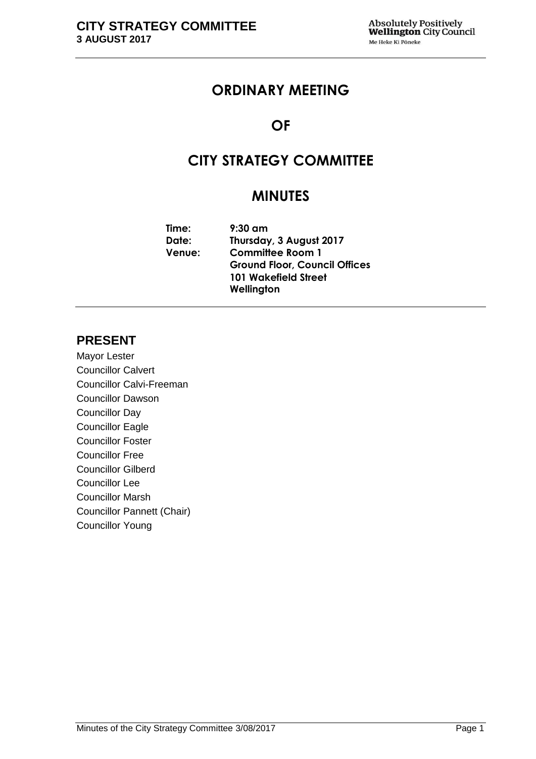# ORDINARY MEETING

# OF

# CITY STRATEGY COMMITTEE

# MINUTES

**Time:** 9:30 am
**Date:** Thursday, 3 August 2017
**Venue:** Committee Room 1
Ground Floor, Council Offices
101 Wakefield Street
Wellington

## PRESENT

Mayor Lester
Councillor Calvert
Councillor Calvi-Freeman
Councillor Dawson
Councillor Day
Councillor Eagle
Councillor Foster
Councillor Free
Councillor Gilberd
Councillor Lee
Councillor Marsh
Councillor Pannett (Chair)
Councillor Young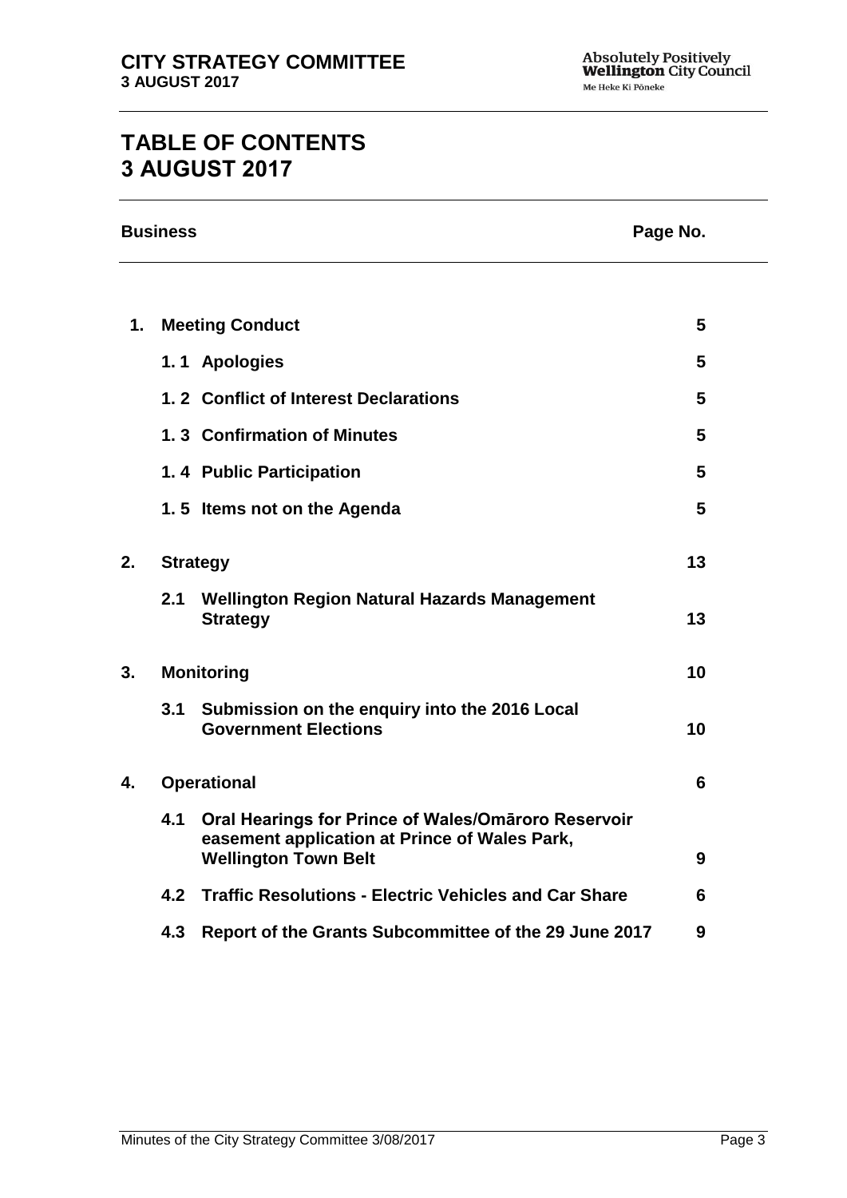# TABLE OF CONTENTS
# 3 AUGUST 2017

| Business | | Page No. |
|---|---|---|
| **1.** | **Meeting Conduct** | **5** |
| | **1. 1 Apologies** | **5** |
| | **1. 2 Conflict of Interest Declarations** | **5** |
| | **1. 3 Confirmation of Minutes** | **5** |
| | **1. 4 Public Participation** | **5** |
| | **1. 5 Items not on the Agenda** | **5** |
| **2.** | **Strategy** | **13** |
| | **2.1 Wellington Region Natural Hazards Management Strategy** | **13** |
| **3.** | **Monitoring** | **10** |
| | **3.1 Submission on the enquiry into the 2016 Local Government Elections** | **10** |
| **4.** | **Operational** | **6** |
| | **4.1 Oral Hearings for Prince of Wales/Omāroro Reservoir easement application at Prince of Wales Park, Wellington Town Belt** | **9** |
| | **4.2 Traffic Resolutions - Electric Vehicles and Car Share** | **6** |
| | **4.3 Report of the Grants Subcommittee of the 29 June 2017** | **9** |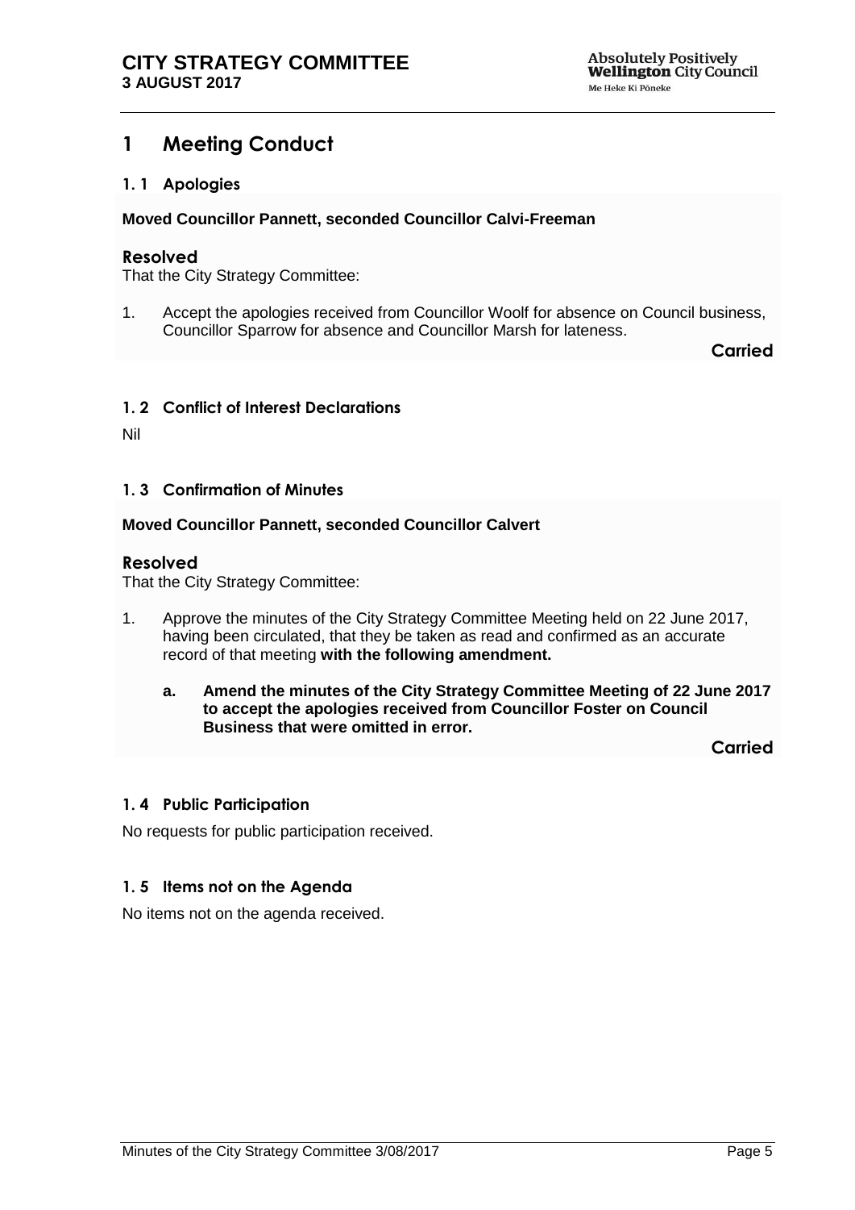# 1 Meeting Conduct

## 1. 1 Apologies

**Moved Councillor Pannett, seconded Councillor Calvi-Freeman**

### Resolved

That the City Strategy Committee:

1. Accept the apologies received from Councillor Woolf for absence on Council business, Councillor Sparrow for absence and Councillor Marsh for lateness.

**Carried**

## 1. 2 Conflict of Interest Declarations

Nil

## 1. 3 Confirmation of Minutes

**Moved Councillor Pannett, seconded Councillor Calvert**

### Resolved

That the City Strategy Committee:

1. Approve the minutes of the City Strategy Committee Meeting held on 22 June 2017, having been circulated, that they be taken as read and confirmed as an accurate record of that meeting **with the following amendment.**

   **a. Amend the minutes of the City Strategy Committee Meeting of 22 June 2017 to accept the apologies received from Councillor Foster on Council Business that were omitted in error.**

**Carried**

## 1. 4 Public Participation

No requests for public participation received.

## 1. 5 Items not on the Agenda

No items not on the agenda received.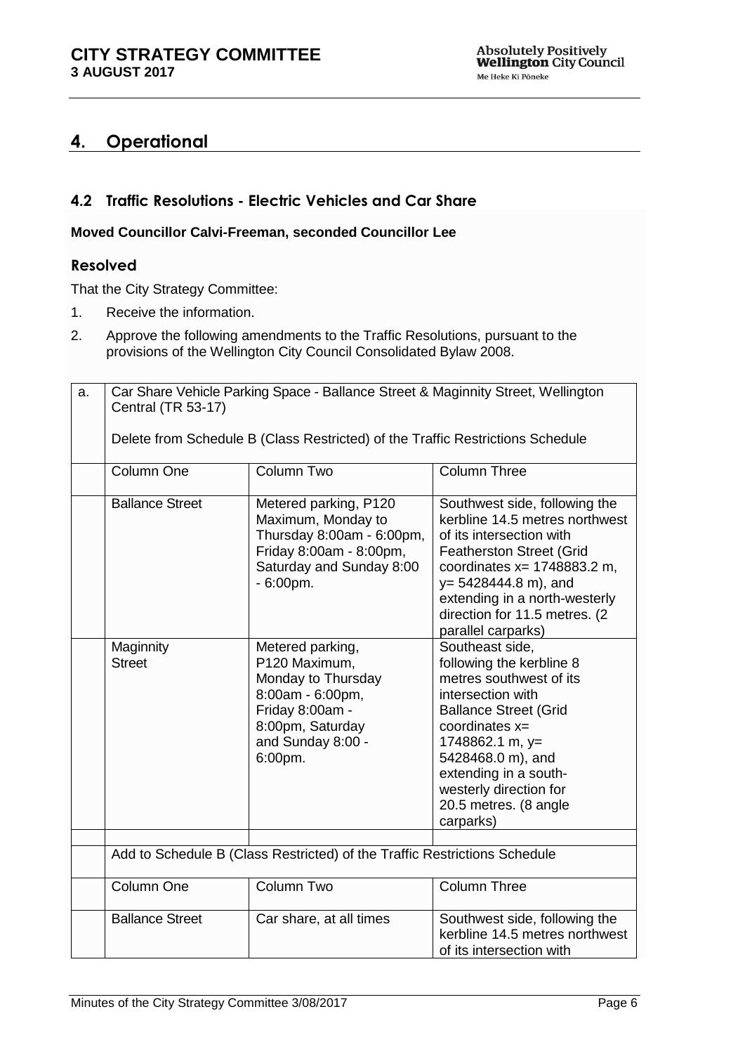## 4. Operational

### 4.2 Traffic Resolutions - Electric Vehicles and Car Share

**Moved Councillor Calvi-Freeman, seconded Councillor Lee**

### Resolved

That the City Strategy Committee:

1. Receive the information.
2. Approve the following amendments to the Traffic Resolutions, pursuant to the provisions of the Wellington City Council Consolidated Bylaw 2008.

| a. | Car Share Vehicle Parking Space - Ballance Street & Maginnity Street, Wellington Central (TR 53-17)<br><br>Delete from Schedule B (Class Restricted) of the Traffic Restrictions Schedule | | |
|---|---|---|---|
| | Column One | Column Two | Column Three |
| | Ballance Street | Metered parking, P120 Maximum, Monday to Thursday 8:00am - 6:00pm, Friday 8:00am - 8:00pm, Saturday and Sunday 8:00 - 6:00pm. | Southwest side, following the kerbline 14.5 metres northwest of its intersection with Featherston Street (Grid coordinates x= 1748883.2 m, y= 5428444.8 m), and extending in a north-westerly direction for 11.5 metres. (2 parallel carparks) |
| | Maginnity Street | Metered parking, P120 Maximum, Monday to Thursday 8:00am - 6:00pm, Friday 8:00am - 8:00pm, Saturday and Sunday 8:00 - 6:00pm. | Southeast side, following the kerbline 8 metres southwest of its intersection with Ballance Street (Grid coordinates x= 1748862.1 m, y= 5428468.0 m), and extending in a south-westerly direction for 20.5 metres. (8 angle carparks) |
| | | | |
| | Add to Schedule B (Class Restricted) of the Traffic Restrictions Schedule | | |
| | Column One | Column Two | Column Three |
| | Ballance Street | Car share, at all times | Southwest side, following the kerbline 14.5 metres northwest of its intersection with |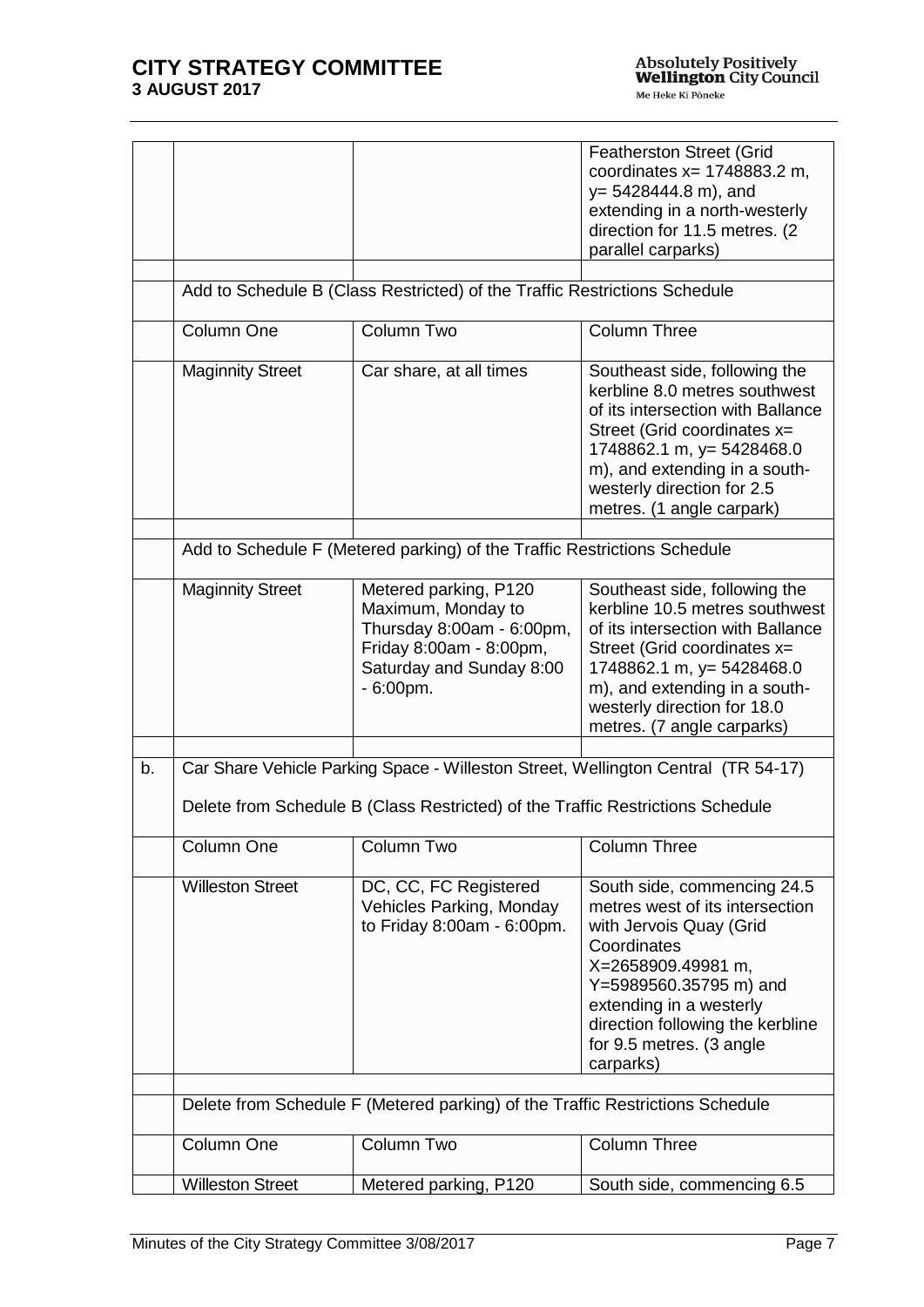| | | | |
|---|---|---|---|
| | | | Featherston Street (Grid coordinates x= 1748883.2 m, y= 5428444.8 m), and extending in a north-westerly direction for 11.5 metres. (2 parallel carparks) |
| | | | |
| | Add to Schedule B (Class Restricted) of the Traffic Restrictions Schedule | | |
| | Column One | Column Two | Column Three |
| | Maginnity Street | Car share, at all times | Southeast side, following the kerbline 8.0 metres southwest of its intersection with Ballance Street (Grid coordinates x= 1748862.1 m, y= 5428468.0 m), and extending in a south-westerly direction for 2.5 metres. (1 angle carpark) |
| | | | |
| | Add to Schedule F (Metered parking) of the Traffic Restrictions Schedule | | |
| | Maginnity Street | Metered parking, P120 Maximum, Monday to Thursday 8:00am - 6:00pm, Friday 8:00am - 8:00pm, Saturday and Sunday 8:00 - 6:00pm. | Southeast side, following the kerbline 10.5 metres southwest of its intersection with Ballance Street (Grid coordinates x= 1748862.1 m, y= 5428468.0 m), and extending in a south-westerly direction for 18.0 metres. (7 angle carparks) |
| | | | |
| b. | Car Share Vehicle Parking Space - Willeston Street, Wellington Central (TR 54-17)<br><br>Delete from Schedule B (Class Restricted) of the Traffic Restrictions Schedule | | |
| | Column One | Column Two | Column Three |
| | Willeston Street | DC, CC, FC Registered Vehicles Parking, Monday to Friday 8:00am - 6:00pm. | South side, commencing 24.5 metres west of its intersection with Jervois Quay (Grid Coordinates X=2658909.49981 m, Y=5989560.35795 m) and extending in a westerly direction following the kerbline for 9.5 metres. (3 angle carparks) |
| | | | |
| | Delete from Schedule F (Metered parking) of the Traffic Restrictions Schedule | | |
| | Column One | Column Two | Column Three |
| | Willeston Street | Metered parking, P120 | South side, commencing 6.5 |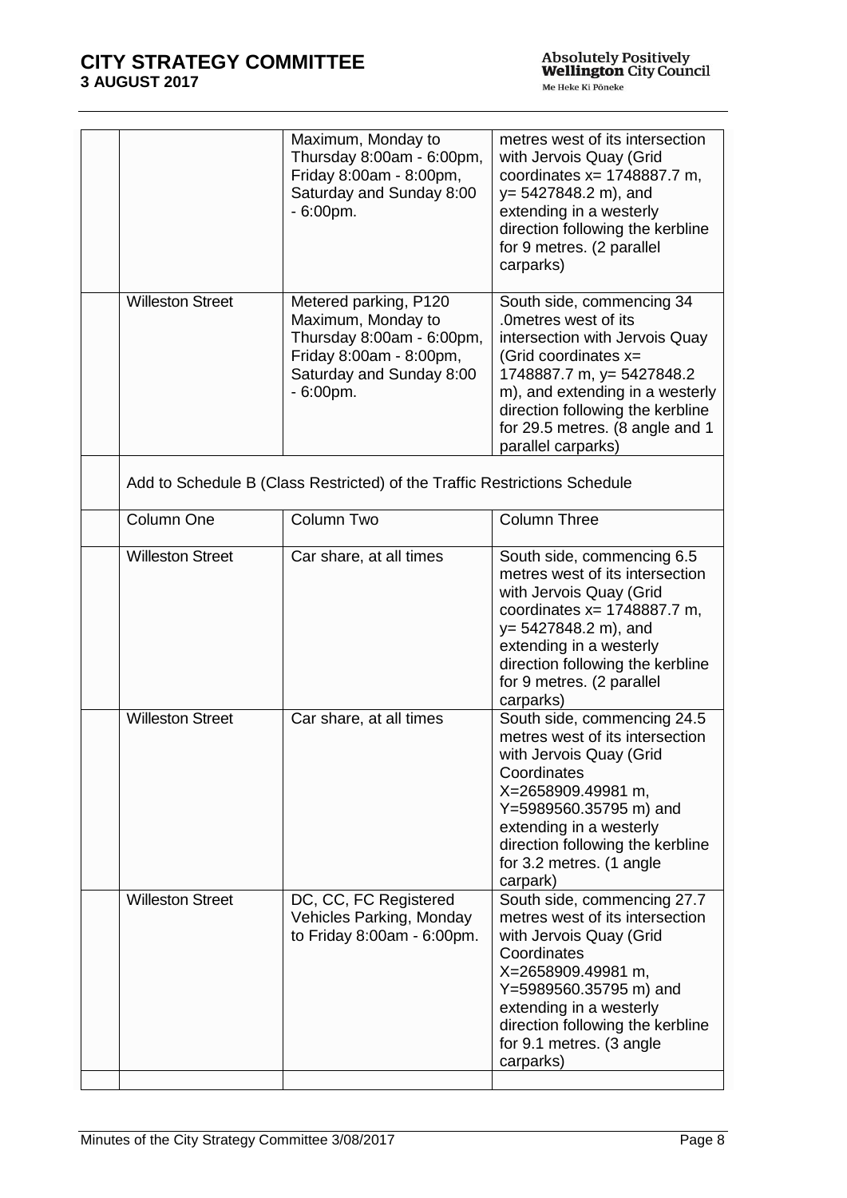|  |  | Maximum, Monday to Thursday 8:00am - 6:00pm, Friday 8:00am - 8:00pm, Saturday and Sunday 8:00 - 6:00pm. | metres west of its intersection with Jervois Quay (Grid coordinates x= 1748887.7 m, y= 5427848.2 m), and extending in a westerly direction following the kerbline for 9 metres. (2 parallel carparks) |
|---|---|---|---|
|  | Willeston Street | Metered parking, P120 Maximum, Monday to Thursday 8:00am - 6:00pm, Friday 8:00am - 8:00pm, Saturday and Sunday 8:00 - 6:00pm. | South side, commencing 34 .0metres west of its intersection with Jervois Quay (Grid coordinates x= 1748887.7 m, y= 5427848.2 m), and extending in a westerly direction following the kerbline for 29.5 metres. (8 angle and 1 parallel carparks) |
|  | Add to Schedule B (Class Restricted) of the Traffic Restrictions Schedule | | |
|  | Column One | Column Two | Column Three |
|  | Willeston Street | Car share, at all times | South side, commencing 6.5 metres west of its intersection with Jervois Quay (Grid coordinates x= 1748887.7 m, y= 5427848.2 m), and extending in a westerly direction following the kerbline for 9 metres. (2 parallel carparks) |
|  | Willeston Street | Car share, at all times | South side, commencing 24.5 metres west of its intersection with Jervois Quay (Grid Coordinates X=2658909.49981 m, Y=5989560.35795 m) and extending in a westerly direction following the kerbline for 3.2 metres. (1 angle carpark) |
|  | Willeston Street | DC, CC, FC Registered Vehicles Parking, Monday to Friday 8:00am - 6:00pm. | South side, commencing 27.7 metres west of its intersection with Jervois Quay (Grid Coordinates X=2658909.49981 m, Y=5989560.35795 m) and extending in a westerly direction following the kerbline for 9.1 metres. (3 angle carparks) |
|  |  |  |  |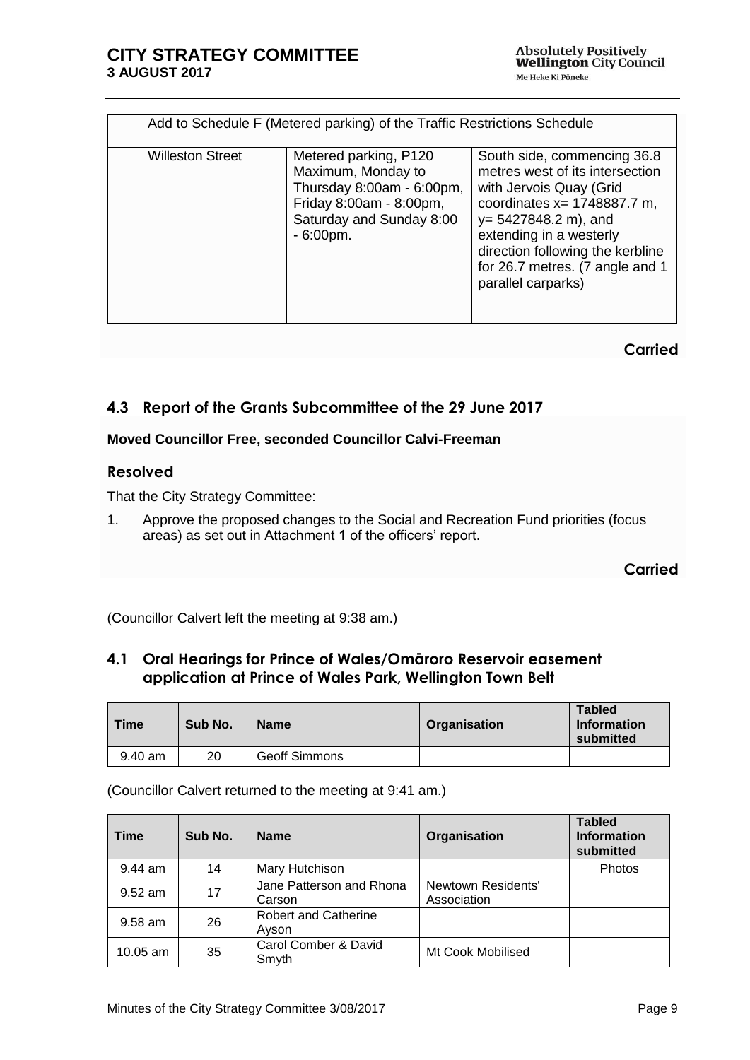| | Add to Schedule F (Metered parking) of the Traffic Restrictions Schedule | | |
|---|---|---|---|
| | Willeston Street | Metered parking, P120 Maximum, Monday to Thursday 8:00am - 6:00pm, Friday 8:00am - 8:00pm, Saturday and Sunday 8:00 - 6:00pm. | South side, commencing 36.8 metres west of its intersection with Jervois Quay (Grid coordinates x= 1748887.7 m, y= 5427848.2 m), and extending in a westerly direction following the kerbline for 26.7 metres. (7 angle and 1 parallel carparks) |

**Carried**

## 4.3 Report of the Grants Subcommittee of the 29 June 2017

**Moved Councillor Free, seconded Councillor Calvi-Freeman**

### Resolved

That the City Strategy Committee:

1. Approve the proposed changes to the Social and Recreation Fund priorities (focus areas) as set out in Attachment 1 of the officers' report.

**Carried**

(Councillor Calvert left the meeting at 9:38 am.)

## 4.1 Oral Hearings for Prince of Wales/Omāroro Reservoir easement application at Prince of Wales Park, Wellington Town Belt

| Time | Sub No. | Name | Organisation | Tabled Information submitted |
|---|---|---|---|---|
| 9.40 am | 20 | Geoff Simmons | | |

(Councillor Calvert returned to the meeting at 9:41 am.)

| Time | Sub No. | Name | Organisation | Tabled Information submitted |
|---|---|---|---|---|
| 9.44 am | 14 | Mary Hutchison | | Photos |
| 9.52 am | 17 | Jane Patterson and Rhona Carson | Newtown Residents' Association | |
| 9.58 am | 26 | Robert and Catherine Ayson | | |
| 10.05 am | 35 | Carol Comber & David Smyth | Mt Cook Mobilised | |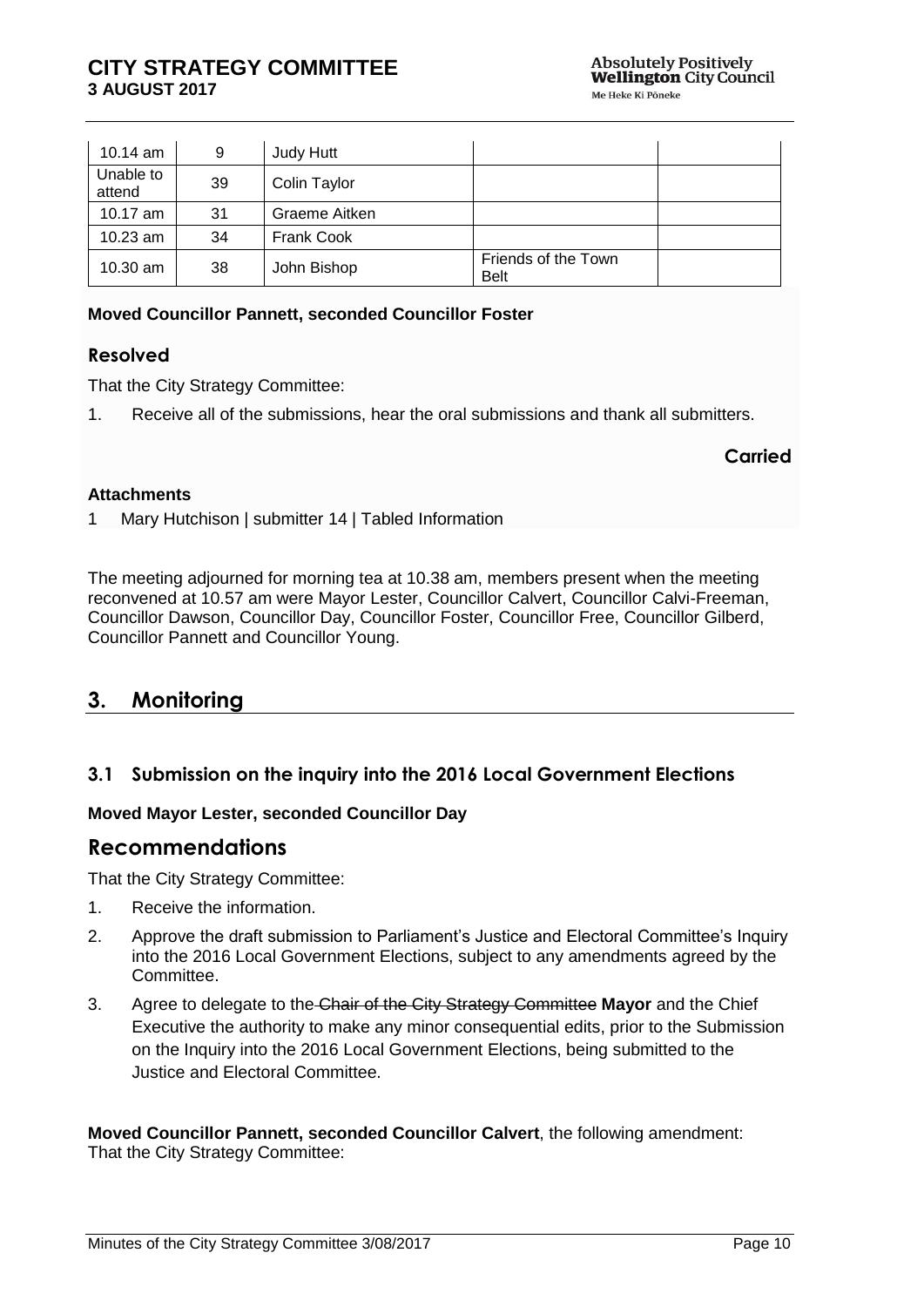| 10.14 am | 9 | Judy Hutt | | |
|---|---|---|---|---|
| Unable to attend | 39 | Colin Taylor | | |
| 10.17 am | 31 | Graeme Aitken | | |
| 10.23 am | 34 | Frank Cook | | |
| 10.30 am | 38 | John Bishop | Friends of the Town Belt | |

**Moved Councillor Pannett, seconded Councillor Foster**

### Resolved

That the City Strategy Committee:

1. Receive all of the submissions, hear the oral submissions and thank all submitters.

**Carried**

**Attachments**

1 Mary Hutchison | submitter 14 | Tabled Information

The meeting adjourned for morning tea at 10.38 am, members present when the meeting reconvened at 10.57 am were Mayor Lester, Councillor Calvert, Councillor Calvi-Freeman, Councillor Dawson, Councillor Day, Councillor Foster, Councillor Free, Councillor Gilberd, Councillor Pannett and Councillor Young.

## 3. Monitoring

### 3.1 Submission on the inquiry into the 2016 Local Government Elections

**Moved Mayor Lester, seconded Councillor Day**

## Recommendations

That the City Strategy Committee:

1. Receive the information.
2. Approve the draft submission to Parliament's Justice and Electoral Committee's Inquiry into the 2016 Local Government Elections, subject to any amendments agreed by the Committee.
3. Agree to delegate to the ~~Chair of the City Strategy Committee~~ **Mayor** and the Chief Executive the authority to make any minor consequential edits, prior to the Submission on the Inquiry into the 2016 Local Government Elections, being submitted to the Justice and Electoral Committee.

**Moved Councillor Pannett, seconded Councillor Calvert**, the following amendment:
That the City Strategy Committee: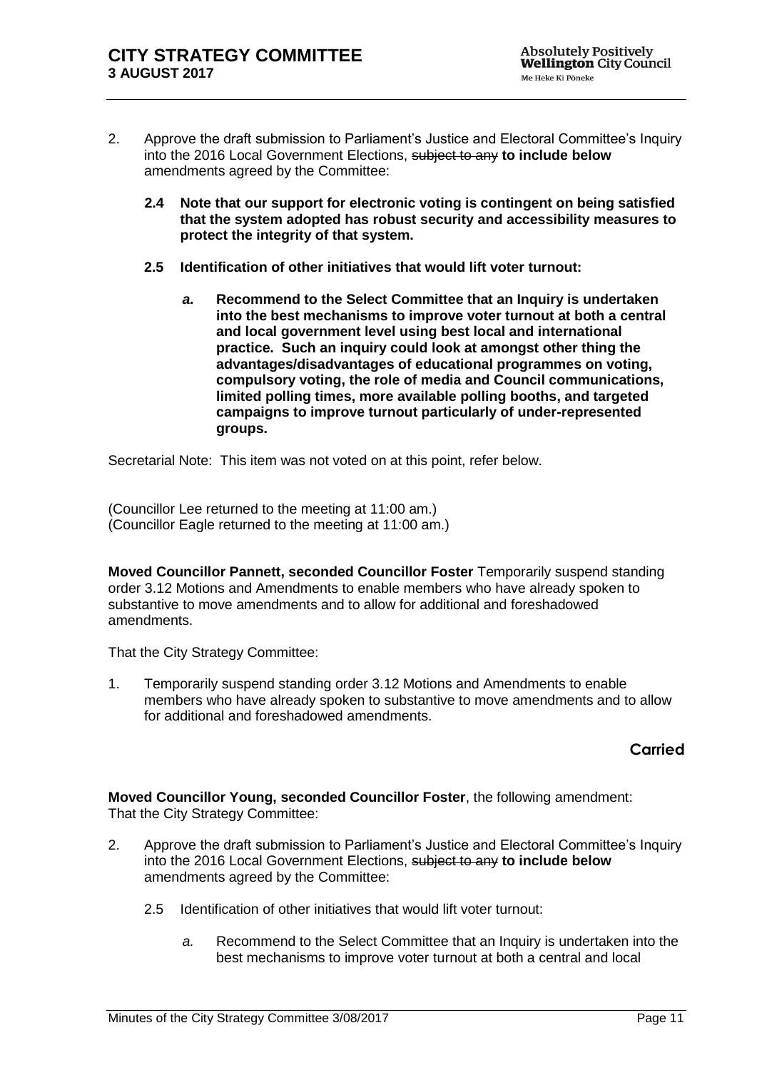2. Approve the draft submission to Parliament's Justice and Electoral Committee's Inquiry into the 2016 Local Government Elections, ~~subject to any~~ **to include below** amendments agreed by the Committee:

   **2.4 Note that our support for electronic voting is contingent on being satisfied that the system adopted has robust security and accessibility measures to protect the integrity of that system.**

   **2.5 Identification of other initiatives that would lift voter turnout:**

   ***a.*** **Recommend to the Select Committee that an Inquiry is undertaken into the best mechanisms to improve voter turnout at both a central and local government level using best local and international practice. Such an inquiry could look at amongst other thing the advantages/disadvantages of educational programmes on voting, compulsory voting, the role of media and Council communications, limited polling times, more available polling booths, and targeted campaigns to improve turnout particularly of under-represented groups.**

Secretarial Note: This item was not voted on at this point, refer below.

(Councillor Lee returned to the meeting at 11:00 am.)
(Councillor Eagle returned to the meeting at 11:00 am.)

**Moved Councillor Pannett, seconded Councillor Foster** Temporarily suspend standing order 3.12 Motions and Amendments to enable members who have already spoken to substantive to move amendments and to allow for additional and foreshadowed amendments.

That the City Strategy Committee:

1. Temporarily suspend standing order 3.12 Motions and Amendments to enable members who have already spoken to substantive to move amendments and to allow for additional and foreshadowed amendments.

**Carried**

**Moved Councillor Young, seconded Councillor Foster**, the following amendment:
That the City Strategy Committee:

2. Approve the draft submission to Parliament's Justice and Electoral Committee's Inquiry into the 2016 Local Government Elections, ~~subject to any~~ **to include below** amendments agreed by the Committee:

   2.5 Identification of other initiatives that would lift voter turnout:

   *a.* Recommend to the Select Committee that an Inquiry is undertaken into the best mechanisms to improve voter turnout at both a central and local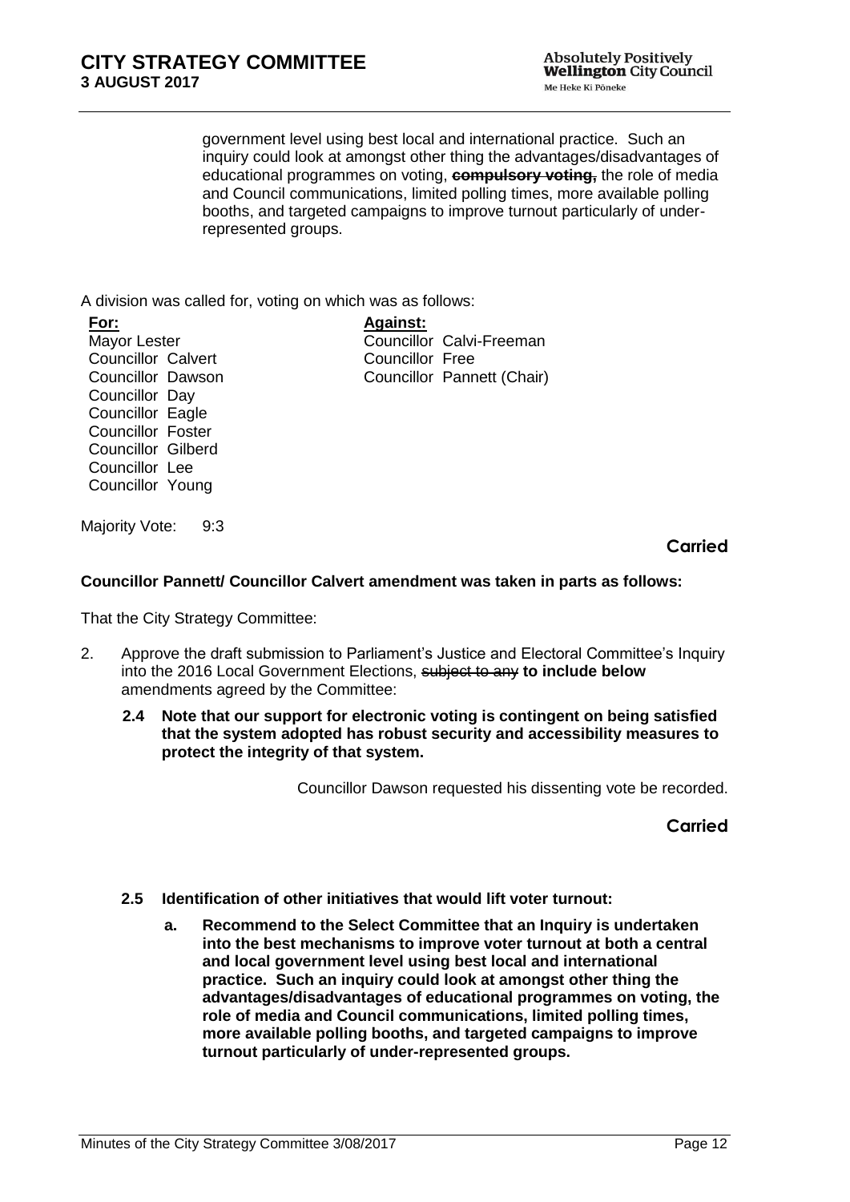government level using best local and international practice. Such an inquiry could look at amongst other thing the advantages/disadvantages of educational programmes on voting, ~~**compulsory voting,**~~ the role of media and Council communications, limited polling times, more available polling booths, and targeted campaigns to improve turnout particularly of under-represented groups.

A division was called for, voting on which was as follows:

| **For:** | **Against:** |
|---|---|
| Mayor Lester | Councillor Calvi-Freeman |
| Councillor Calvert | Councillor Free |
| Councillor Dawson | Councillor Pannett (Chair) |
| Councillor Day | |
| Councillor Eagle | |
| Councillor Foster | |
| Councillor Gilberd | |
| Councillor Lee | |
| Councillor Young | |

Majority Vote: 9:3

**Carried**

**Councillor Pannett/ Councillor Calvert amendment was taken in parts as follows:**

That the City Strategy Committee:

2. Approve the draft submission to Parliament's Justice and Electoral Committee's Inquiry into the 2016 Local Government Elections, ~~subject to any~~ **to include below** amendments agreed by the Committee:

   **2.4 Note that our support for electronic voting is contingent on being satisfied that the system adopted has robust security and accessibility measures to protect the integrity of that system.**

Councillor Dawson requested his dissenting vote be recorded.

**Carried**

   **2.5 Identification of other initiatives that would lift voter turnout:**

   **a. Recommend to the Select Committee that an Inquiry is undertaken into the best mechanisms to improve voter turnout at both a central and local government level using best local and international practice. Such an inquiry could look at amongst other thing the advantages/disadvantages of educational programmes on voting, the role of media and Council communications, limited polling times, more available polling booths, and targeted campaigns to improve turnout particularly of under-represented groups.**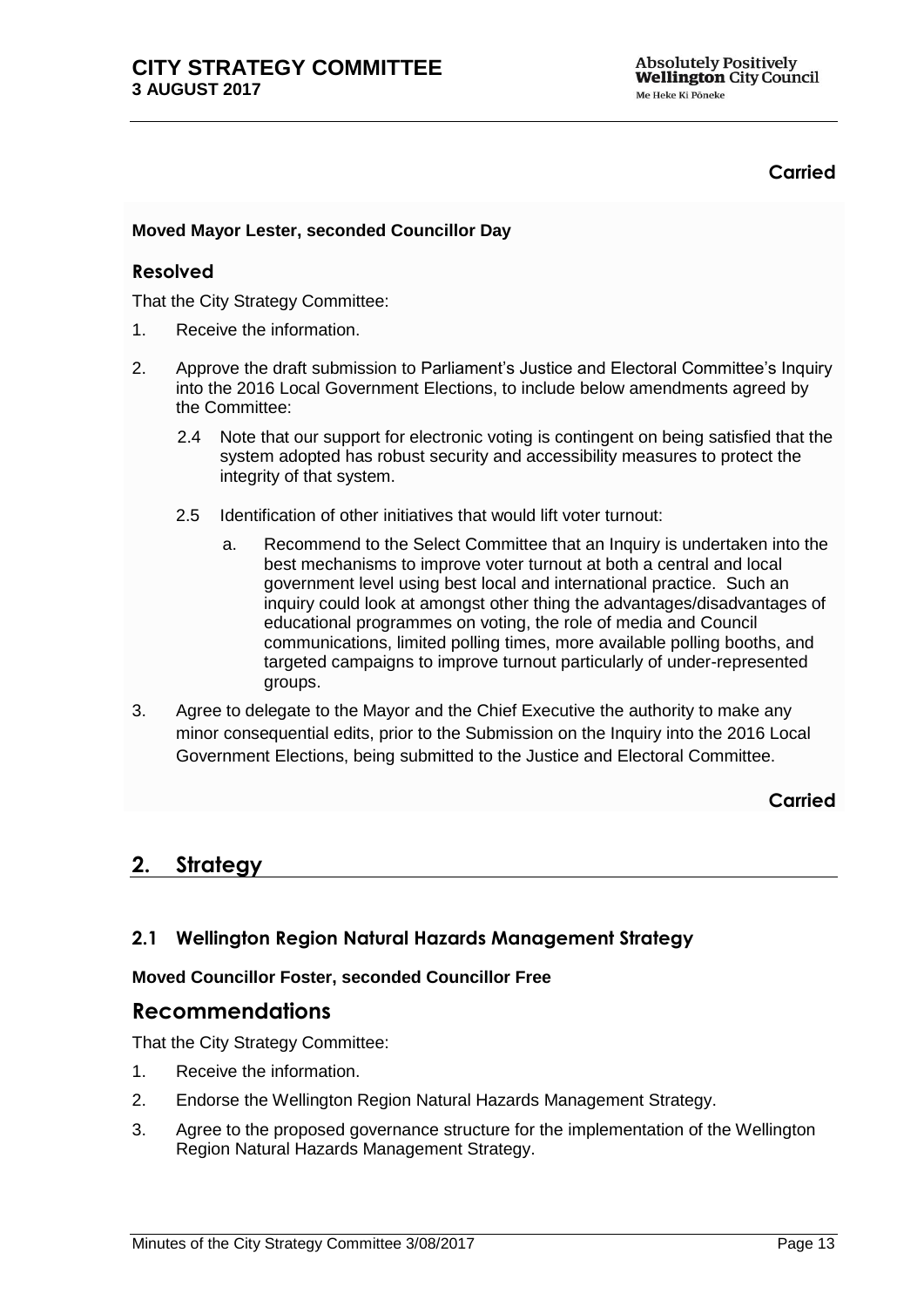**Carried**

**Moved Mayor Lester, seconded Councillor Day**

### Resolved

That the City Strategy Committee:

1. Receive the information.
2. Approve the draft submission to Parliament's Justice and Electoral Committee's Inquiry into the 2016 Local Government Elections, to include below amendments agreed by the Committee:

   2.4 Note that our support for electronic voting is contingent on being satisfied that the system adopted has robust security and accessibility measures to protect the integrity of that system.

   2.5 Identification of other initiatives that would lift voter turnout:

   a. Recommend to the Select Committee that an Inquiry is undertaken into the best mechanisms to improve voter turnout at both a central and local government level using best local and international practice. Such an inquiry could look at amongst other thing the advantages/disadvantages of educational programmes on voting, the role of media and Council communications, limited polling times, more available polling booths, and targeted campaigns to improve turnout particularly of under-represented groups.

3. Agree to delegate to the Mayor and the Chief Executive the authority to make any minor consequential edits, prior to the Submission on the Inquiry into the 2016 Local Government Elections, being submitted to the Justice and Electoral Committee.

**Carried**

## 2. Strategy

### 2.1 Wellington Region Natural Hazards Management Strategy

**Moved Councillor Foster, seconded Councillor Free**

## Recommendations

That the City Strategy Committee:

1. Receive the information.
2. Endorse the Wellington Region Natural Hazards Management Strategy.
3. Agree to the proposed governance structure for the implementation of the Wellington Region Natural Hazards Management Strategy.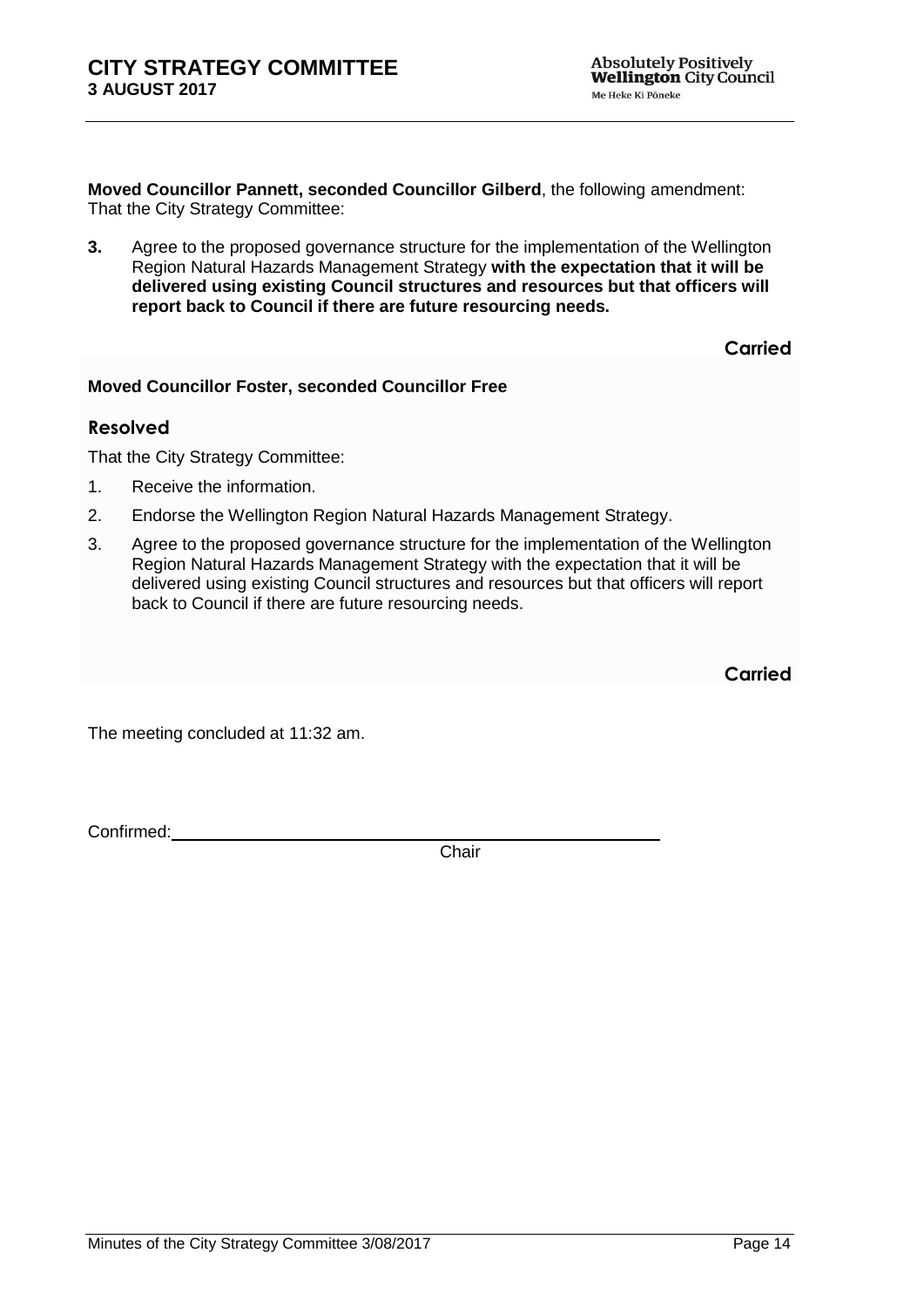**Moved Councillor Pannett, seconded Councillor Gilberd**, the following amendment:
That the City Strategy Committee:

**3.** Agree to the proposed governance structure for the implementation of the Wellington Region Natural Hazards Management Strategy **with the expectation that it will be delivered using existing Council structures and resources but that officers will report back to Council if there are future resourcing needs.**

**Carried**

**Moved Councillor Foster, seconded Councillor Free**

## Resolved

That the City Strategy Committee:

1. Receive the information.
2. Endorse the Wellington Region Natural Hazards Management Strategy.
3. Agree to the proposed governance structure for the implementation of the Wellington Region Natural Hazards Management Strategy with the expectation that it will be delivered using existing Council structures and resources but that officers will report back to Council if there are future resourcing needs.

**Carried**

The meeting concluded at 11:32 am.

Confirmed: ______________________________
Chair